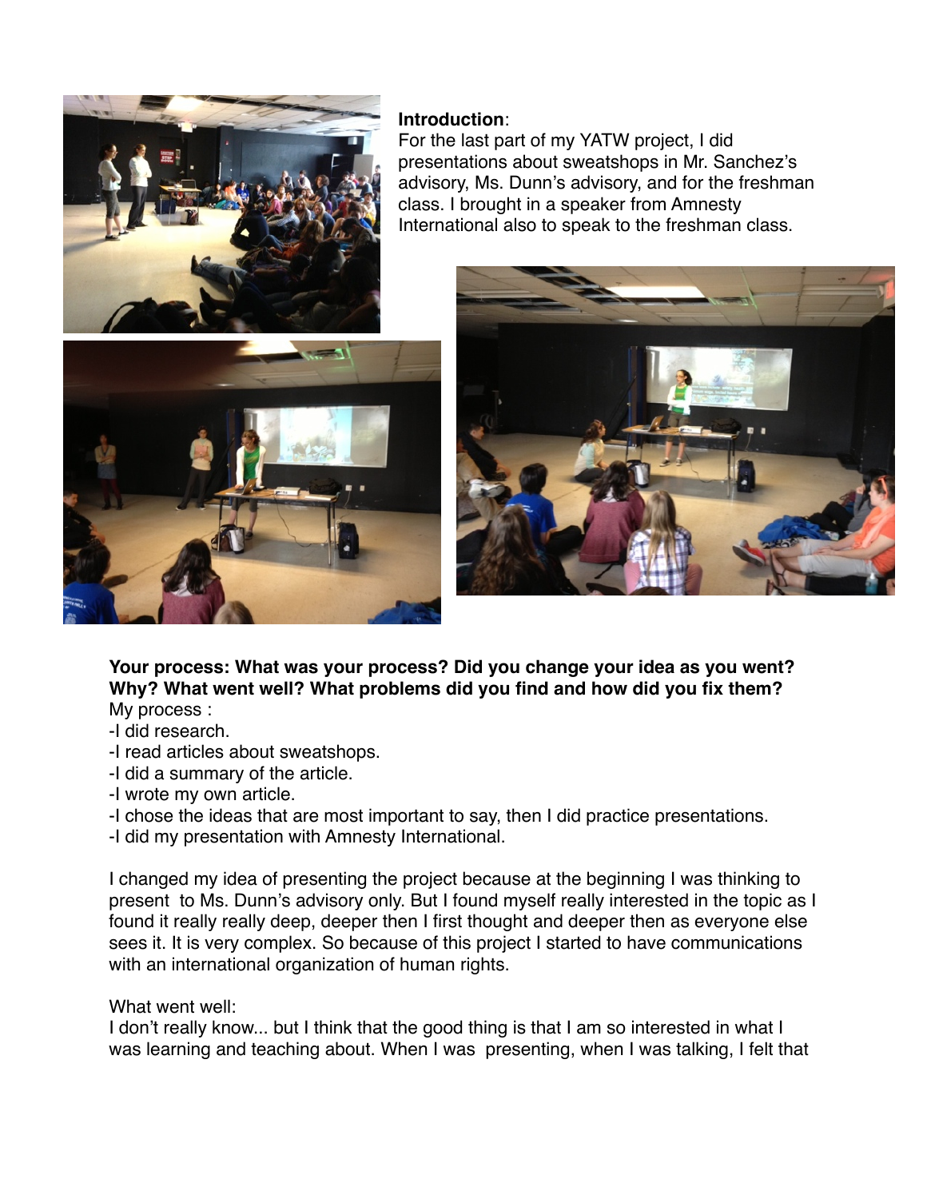**Introduction**:
For the last part of my YATW project, I did presentations about sweatshops in Mr. Sanchez's advisory, Ms. Dunn's advisory, and for the freshman class. I brought in a speaker from Amnesty International also to speak to the freshman class.

**Your process: What was your process? Did you change your idea as you went? Why? What went well? What problems did you find and how did you fix them?**

My process :

- I did research.
- I read articles about sweatshops.
- I did a summary of the article.
- I wrote my own article.
- I chose the ideas that are most important to say, then I did practice presentations.
- I did my presentation with Amnesty International.

I changed my idea of presenting the project because at the beginning I was thinking to present to Ms. Dunn's advisory only. But I found myself really interested in the topic as I found it really really deep, deeper then I first thought and deeper then as everyone else sees it. It is very complex. So because of this project I started to have communications with an international organization of human rights.

What went well:
I don't really know... but I think that the good thing is that I am so interested in what I was learning and teaching about. When I was presenting, when I was talking, I felt that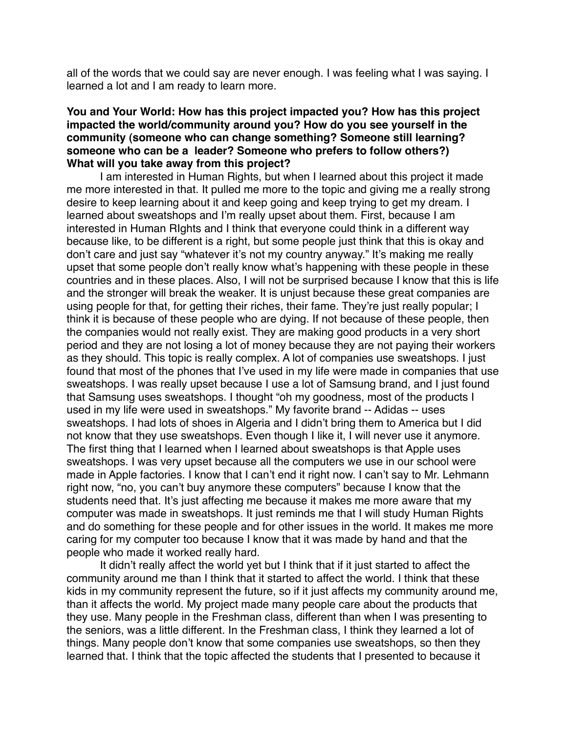all of the words that we could say are never enough. I was feeling what I was saying. I learned a lot and I am ready to learn more.

**You and Your World: How has this project impacted you? How has this project impacted the world/community around you? How do you see yourself in the community (someone who can change something? Someone still learning? someone who can be a leader? Someone who prefers to follow others?) What will you take away from this project?**

I am interested in Human Rights, but when I learned about this project it made me more interested in that. It pulled me more to the topic and giving me a really strong desire to keep learning about it and keep going and keep trying to get my dream. I learned about sweatshops and I'm really upset about them. First, because I am interested in Human RIghts and I think that everyone could think in a different way because like, to be different is a right, but some people just think that this is okay and don't care and just say "whatever it's not my country anyway." It's making me really upset that some people don't really know what's happening with these people in these countries and in these places. Also, I will not be surprised because I know that this is life and the stronger will break the weaker. It is unjust because these great companies are using people for that, for getting their riches, their fame. They're just really popular; I think it is because of these people who are dying. If not because of these people, then the companies would not really exist. They are making good products in a very short period and they are not losing a lot of money because they are not paying their workers as they should. This topic is really complex. A lot of companies use sweatshops. I just found that most of the phones that I've used in my life were made in companies that use sweatshops. I was really upset because I use a lot of Samsung brand, and I just found that Samsung uses sweatshops. I thought "oh my goodness, most of the products I used in my life were used in sweatshops." My favorite brand -- Adidas -- uses sweatshops. I had lots of shoes in Algeria and I didn't bring them to America but I did not know that they use sweatshops. Even though I like it, I will never use it anymore. The first thing that I learned when I learned about sweatshops is that Apple uses sweatshops. I was very upset because all the computers we use in our school were made in Apple factories. I know that I can't end it right now. I can't say to Mr. Lehmann right now, "no, you can't buy anymore these computers" because I know that the students need that. It's just affecting me because it makes me more aware that my computer was made in sweatshops. It just reminds me that I will study Human Rights and do something for these people and for other issues in the world. It makes me more caring for my computer too because I know that it was made by hand and that the people who made it worked really hard.

It didn't really affect the world yet but I think that if it just started to affect the community around me than I think that it started to affect the world. I think that these kids in my community represent the future, so if it just affects my community around me, than it affects the world. My project made many people care about the products that they use. Many people in the Freshman class, different than when I was presenting to the seniors, was a little different. In the Freshman class, I think they learned a lot of things. Many people don't know that some companies use sweatshops, so then they learned that. I think that the topic affected the students that I presented to because it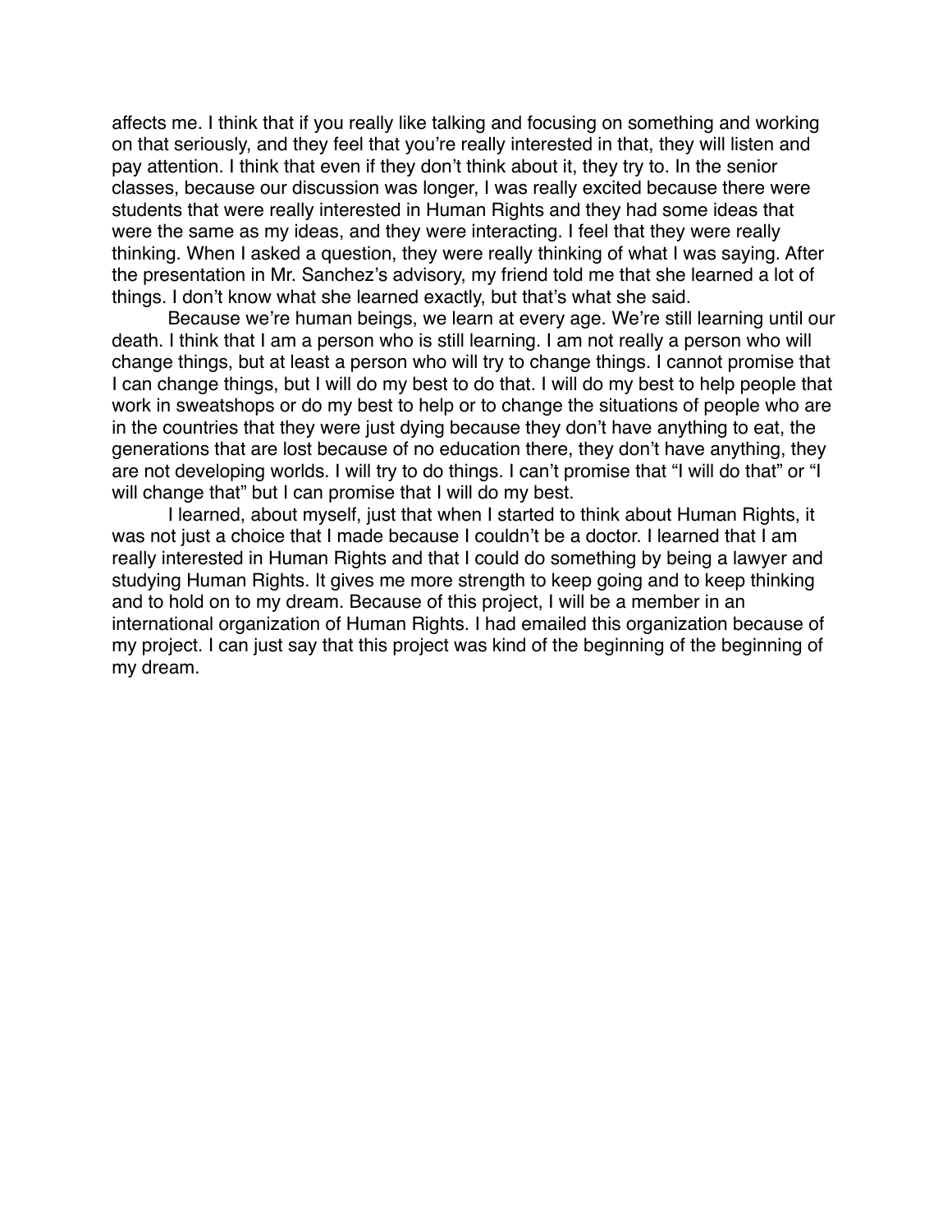affects me. I think that if you really like talking and focusing on something and working on that seriously, and they feel that you're really interested in that, they will listen and pay attention. I think that even if they don't think about it, they try to. In the senior classes, because our discussion was longer, I was really excited because there were students that were really interested in Human Rights and they had some ideas that were the same as my ideas, and they were interacting. I feel that they were really thinking. When I asked a question, they were really thinking of what I was saying. After the presentation in Mr. Sanchez's advisory, my friend told me that she learned a lot of things. I don't know what she learned exactly, but that's what she said.

Because we're human beings, we learn at every age. We're still learning until our death. I think that I am a person who is still learning. I am not really a person who will change things, but at least a person who will try to change things. I cannot promise that I can change things, but I will do my best to do that. I will do my best to help people that work in sweatshops or do my best to help or to change the situations of people who are in the countries that they were just dying because they don't have anything to eat, the generations that are lost because of no education there, they don't have anything, they are not developing worlds. I will try to do things. I can't promise that "I will do that" or "I will change that" but I can promise that I will do my best.

I learned, about myself, just that when I started to think about Human Rights, it was not just a choice that I made because I couldn't be a doctor. I learned that I am really interested in Human Rights and that I could do something by being a lawyer and studying Human Rights. It gives me more strength to keep going and to keep thinking and to hold on to my dream. Because of this project, I will be a member in an international organization of Human Rights. I had emailed this organization because of my project. I can just say that this project was kind of the beginning of the beginning of my dream.